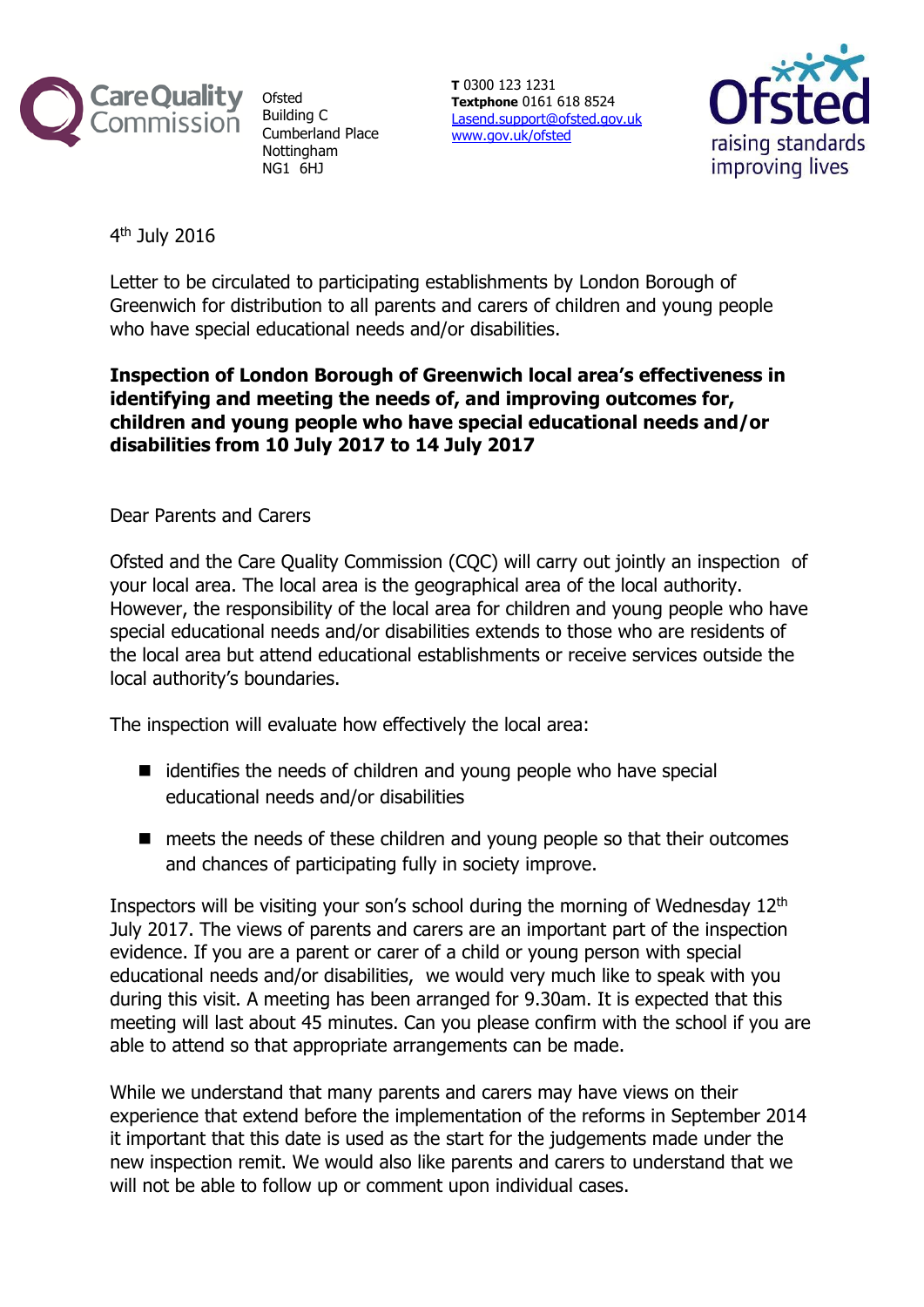Ofsted
Building C
Cumberland Place
Nottingham
NG1 6HJ

**T** 0300 123 1231
**Textphone** 0161 618 8524
Lasend.support@ofsted.gov.uk
www.gov.uk/ofsted

4th July 2016

Letter to be circulated to participating establishments by London Borough of Greenwich for distribution to all parents and carers of children and young people who have special educational needs and/or disabilities.

**Inspection of London Borough of Greenwich local area's effectiveness in identifying and meeting the needs of, and improving outcomes for, children and young people who have special educational needs and/or disabilities from 10 July 2017 to 14 July 2017**

Dear Parents and Carers

Ofsted and the Care Quality Commission (CQC) will carry out jointly an inspection of your local area. The local area is the geographical area of the local authority. However, the responsibility of the local area for children and young people who have special educational needs and/or disabilities extends to those who are residents of the local area but attend educational establishments or receive services outside the local authority's boundaries.

The inspection will evaluate how effectively the local area:

- identifies the needs of children and young people who have special educational needs and/or disabilities
- meets the needs of these children and young people so that their outcomes and chances of participating fully in society improve.

Inspectors will be visiting your son's school during the morning of Wednesday 12th July 2017. The views of parents and carers are an important part of the inspection evidence. If you are a parent or carer of a child or young person with special educational needs and/or disabilities, we would very much like to speak with you during this visit. A meeting has been arranged for 9.30am. It is expected that this meeting will last about 45 minutes. Can you please confirm with the school if you are able to attend so that appropriate arrangements can be made.

While we understand that many parents and carers may have views on their experience that extend before the implementation of the reforms in September 2014 it important that this date is used as the start for the judgements made under the new inspection remit. We would also like parents and carers to understand that we will not be able to follow up or comment upon individual cases.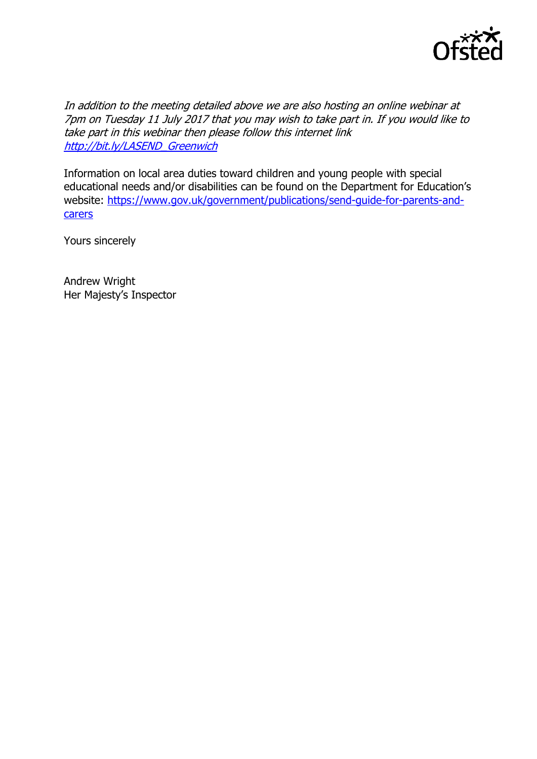*In addition to the meeting detailed above we are also hosting an online webinar at 7pm on Tuesday 11 July 2017 that you may wish to take part in. If you would like to take part in this webinar then please follow this internet link [http://bit.ly/LASEND_Greenwich](http://bit.ly/LASEND_Greenwich)*

Information on local area duties toward children and young people with special educational needs and/or disabilities can be found on the Department for Education's website: [https://www.gov.uk/government/publications/send-guide-for-parents-and-carers](https://www.gov.uk/government/publications/send-guide-for-parents-and-carers)

Yours sincerely

Andrew Wright
Her Majesty's Inspector